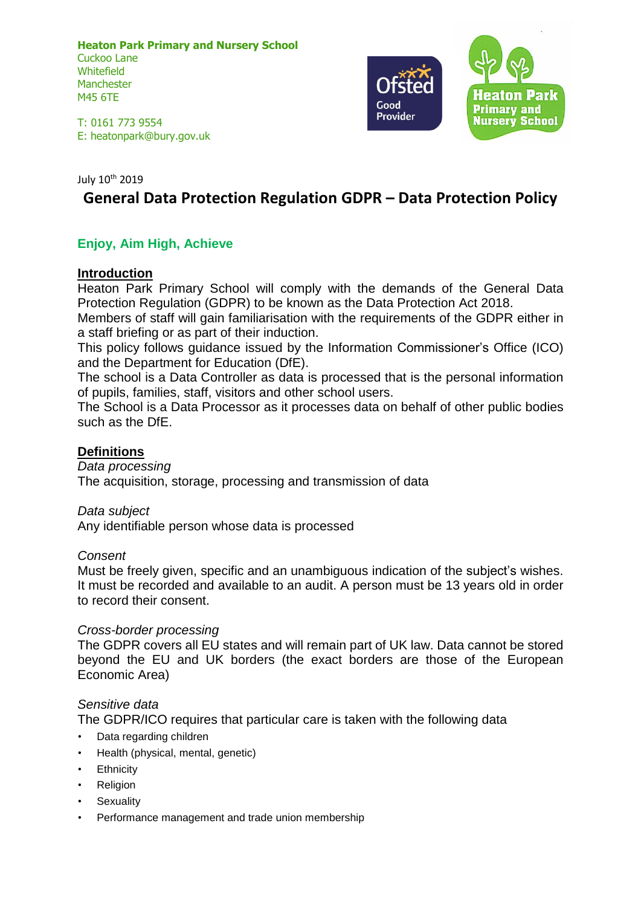**Heaton Park Primary and Nursery School**
Cuckoo Lane
Whitefield
Manchester
M45 6TE

T: 0161 773 9554
E: heatonpark@bury.gov.uk

July 10th 2019

# General Data Protection Regulation GDPR – Data Protection Policy

## Enjoy, Aim High, Achieve

### Introduction

Heaton Park Primary School will comply with the demands of the General Data Protection Regulation (GDPR) to be known as the Data Protection Act 2018.
Members of staff will gain familiarisation with the requirements of the GDPR either in a staff briefing or as part of their induction.
This policy follows guidance issued by the Information Commissioner's Office (ICO) and the Department for Education (DfE).
The school is a Data Controller as data is processed that is the personal information of pupils, families, staff, visitors and other school users.
The School is a Data Processor as it processes data on behalf of other public bodies such as the DfE.

### Definitions

*Data processing*
The acquisition, storage, processing and transmission of data

*Data subject*
Any identifiable person whose data is processed

*Consent*
Must be freely given, specific and an unambiguous indication of the subject's wishes. It must be recorded and available to an audit. A person must be 13 years old in order to record their consent.

*Cross-border processing*
The GDPR covers all EU states and will remain part of UK law. Data cannot be stored beyond the EU and UK borders (the exact borders are those of the European Economic Area)

*Sensitive data*
The GDPR/ICO requires that particular care is taken with the following data

- Data regarding children
- Health (physical, mental, genetic)
- Ethnicity
- Religion
- Sexuality
- Performance management and trade union membership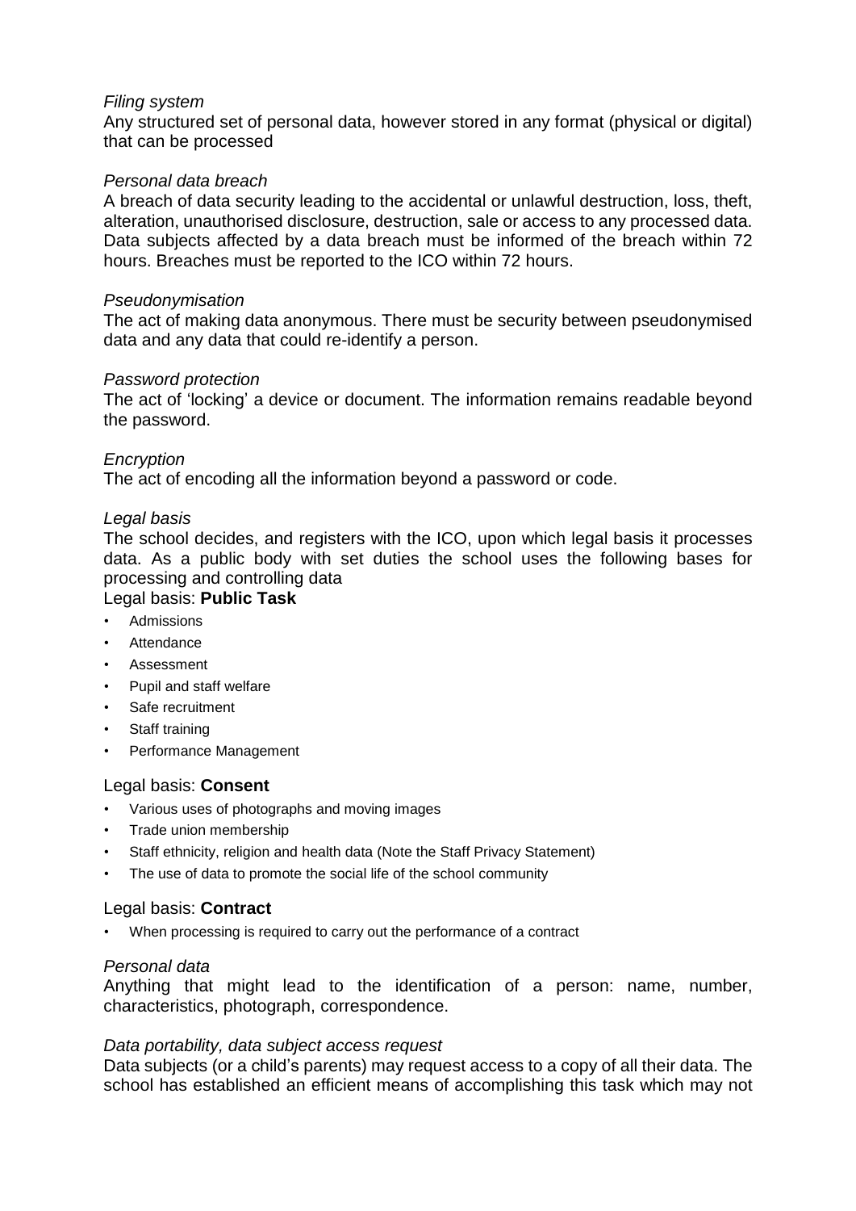*Filing system*

Any structured set of personal data, however stored in any format (physical or digital) that can be processed

*Personal data breach*

A breach of data security leading to the accidental or unlawful destruction, loss, theft, alteration, unauthorised disclosure, destruction, sale or access to any processed data. Data subjects affected by a data breach must be informed of the breach within 72 hours. Breaches must be reported to the ICO within 72 hours.

*Pseudonymisation*

The act of making data anonymous. There must be security between pseudonymised data and any data that could re-identify a person.

*Password protection*

The act of 'locking' a device or document. The information remains readable beyond the password.

*Encryption*

The act of encoding all the information beyond a password or code.

*Legal basis*

The school decides, and registers with the ICO, upon which legal basis it processes data. As a public body with set duties the school uses the following bases for processing and controlling data

Legal basis: **Public Task**

- Admissions
- Attendance
- Assessment
- Pupil and staff welfare
- Safe recruitment
- Staff training
- Performance Management

Legal basis: **Consent**

- Various uses of photographs and moving images
- Trade union membership
- Staff ethnicity, religion and health data (Note the Staff Privacy Statement)
- The use of data to promote the social life of the school community

Legal basis: **Contract**

- When processing is required to carry out the performance of a contract

*Personal data*

Anything that might lead to the identification of a person: name, number, characteristics, photograph, correspondence.

*Data portability, data subject access request*

Data subjects (or a child's parents) may request access to a copy of all their data. The school has established an efficient means of accomplishing this task which may not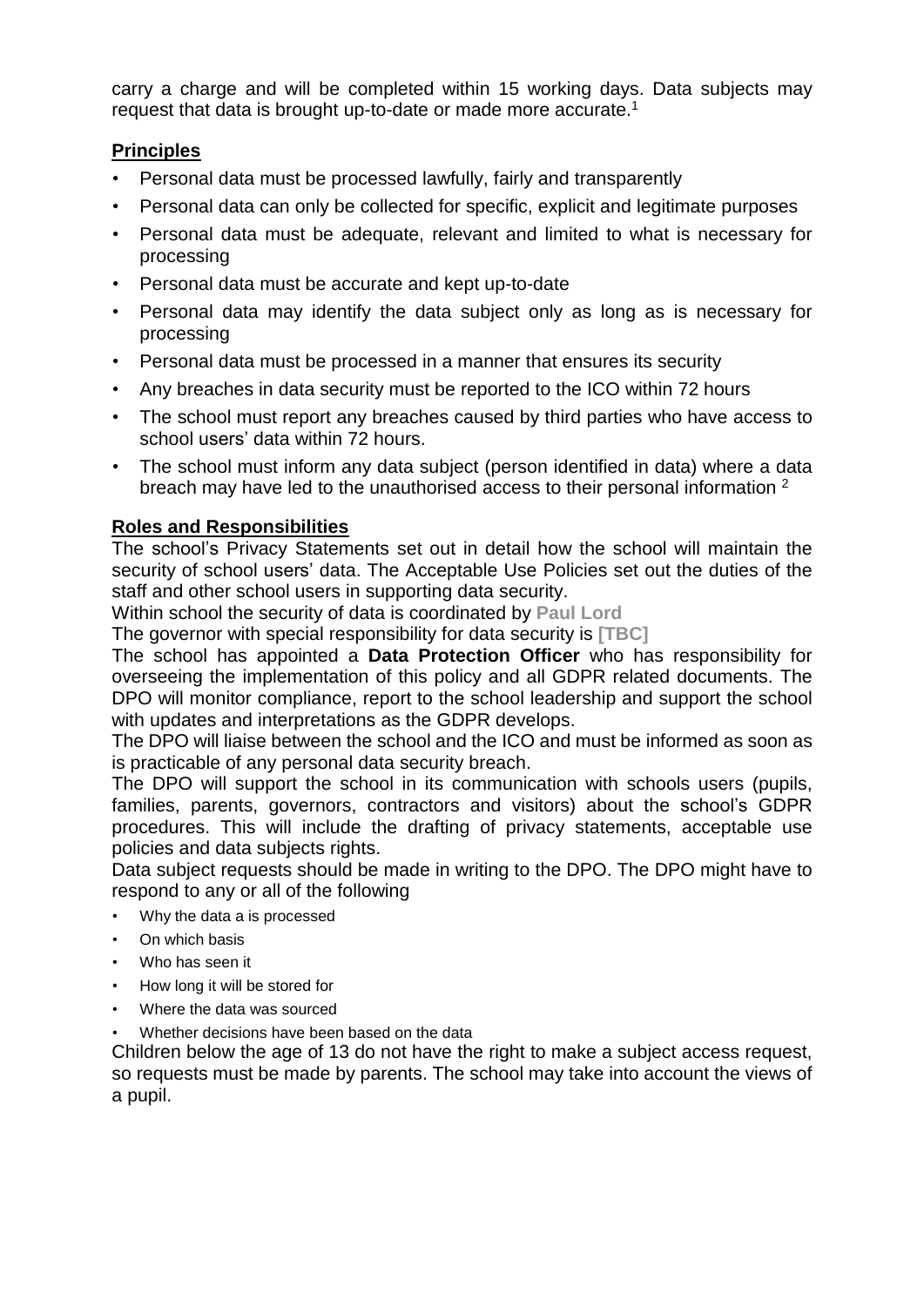carry a charge and will be completed within 15 working days. Data subjects may request that data is brought up-to-date or made more accurate.[1]

## Principles

- Personal data must be processed lawfully, fairly and transparently
- Personal data can only be collected for specific, explicit and legitimate purposes
- Personal data must be adequate, relevant and limited to what is necessary for processing
- Personal data must be accurate and kept up-to-date
- Personal data may identify the data subject only as long as is necessary for processing
- Personal data must be processed in a manner that ensures its security
- Any breaches in data security must be reported to the ICO within 72 hours
- The school must report any breaches caused by third parties who have access to school users' data within 72 hours.
- The school must inform any data subject (person identified in data) where a data breach may have led to the unauthorised access to their personal information [2]

## Roles and Responsibilities

The school's Privacy Statements set out in detail how the school will maintain the security of school users' data. The Acceptable Use Policies set out the duties of the staff and other school users in supporting data security.

Within school the security of data is coordinated by **Paul Lord**

The governor with special responsibility for data security is **[TBC]**

The school has appointed a **Data Protection Officer** who has responsibility for overseeing the implementation of this policy and all GDPR related documents. The DPO will monitor compliance, report to the school leadership and support the school with updates and interpretations as the GDPR develops.

The DPO will liaise between the school and the ICO and must be informed as soon as is practicable of any personal data security breach.

The DPO will support the school in its communication with schools users (pupils, families, parents, governors, contractors and visitors) about the school's GDPR procedures. This will include the drafting of privacy statements, acceptable use policies and data subjects rights.

Data subject requests should be made in writing to the DPO. The DPO might have to respond to any or all of the following

- Why the data a is processed
- On which basis
- Who has seen it
- How long it will be stored for
- Where the data was sourced
- Whether decisions have been based on the data

Children below the age of 13 do not have the right to make a subject access request, so requests must be made by parents. The school may take into account the views of a pupil.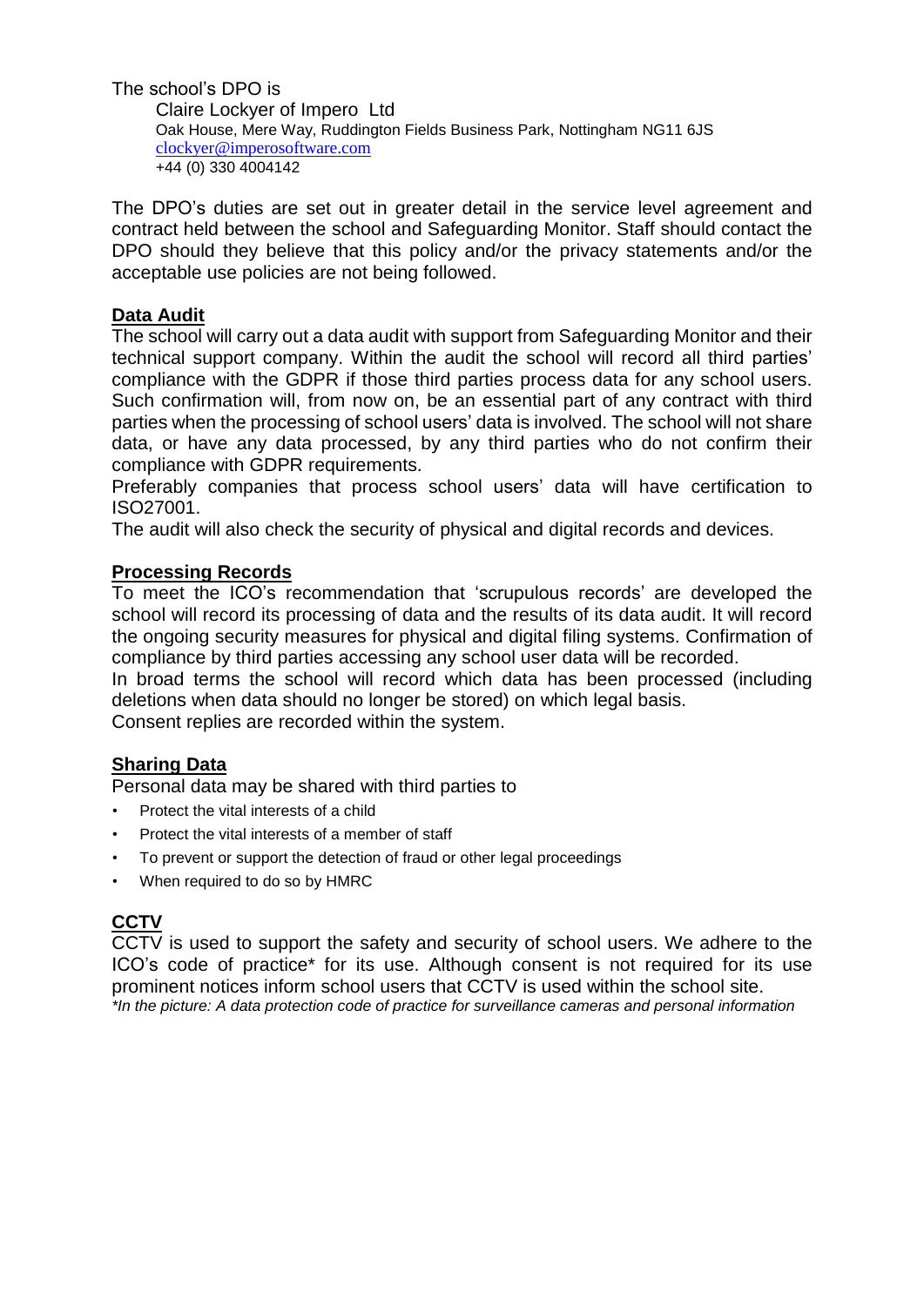The school's DPO is

Claire Lockyer of Impero Ltd
Oak House, Mere Way, Ruddington Fields Business Park, Nottingham NG11 6JS
clockyer@imperosoftware.com
+44 (0) 330 4004142

The DPO's duties are set out in greater detail in the service level agreement and contract held between the school and Safeguarding Monitor. Staff should contact the DPO should they believe that this policy and/or the privacy statements and/or the acceptable use policies are not being followed.

## Data Audit

The school will carry out a data audit with support from Safeguarding Monitor and their technical support company. Within the audit the school will record all third parties' compliance with the GDPR if those third parties process data for any school users. Such confirmation will, from now on, be an essential part of any contract with third parties when the processing of school users' data is involved. The school will not share data, or have any data processed, by any third parties who do not confirm their compliance with GDPR requirements.

Preferably companies that process school users' data will have certification to ISO27001.

The audit will also check the security of physical and digital records and devices.

## Processing Records

To meet the ICO's recommendation that 'scrupulous records' are developed the school will record its processing of data and the results of its data audit. It will record the ongoing security measures for physical and digital filing systems. Confirmation of compliance by third parties accessing any school user data will be recorded.

In broad terms the school will record which data has been processed (including deletions when data should no longer be stored) on which legal basis.

Consent replies are recorded within the system.

## Sharing Data

Personal data may be shared with third parties to

- Protect the vital interests of a child
- Protect the vital interests of a member of staff
- To prevent or support the detection of fraud or other legal proceedings
- When required to do so by HMRC

## CCTV

CCTV is used to support the safety and security of school users. We adhere to the ICO's code of practice* for its use. Although consent is not required for its use prominent notices inform school users that CCTV is used within the school site.

*\*In the picture: A data protection code of practice for surveillance cameras and personal information*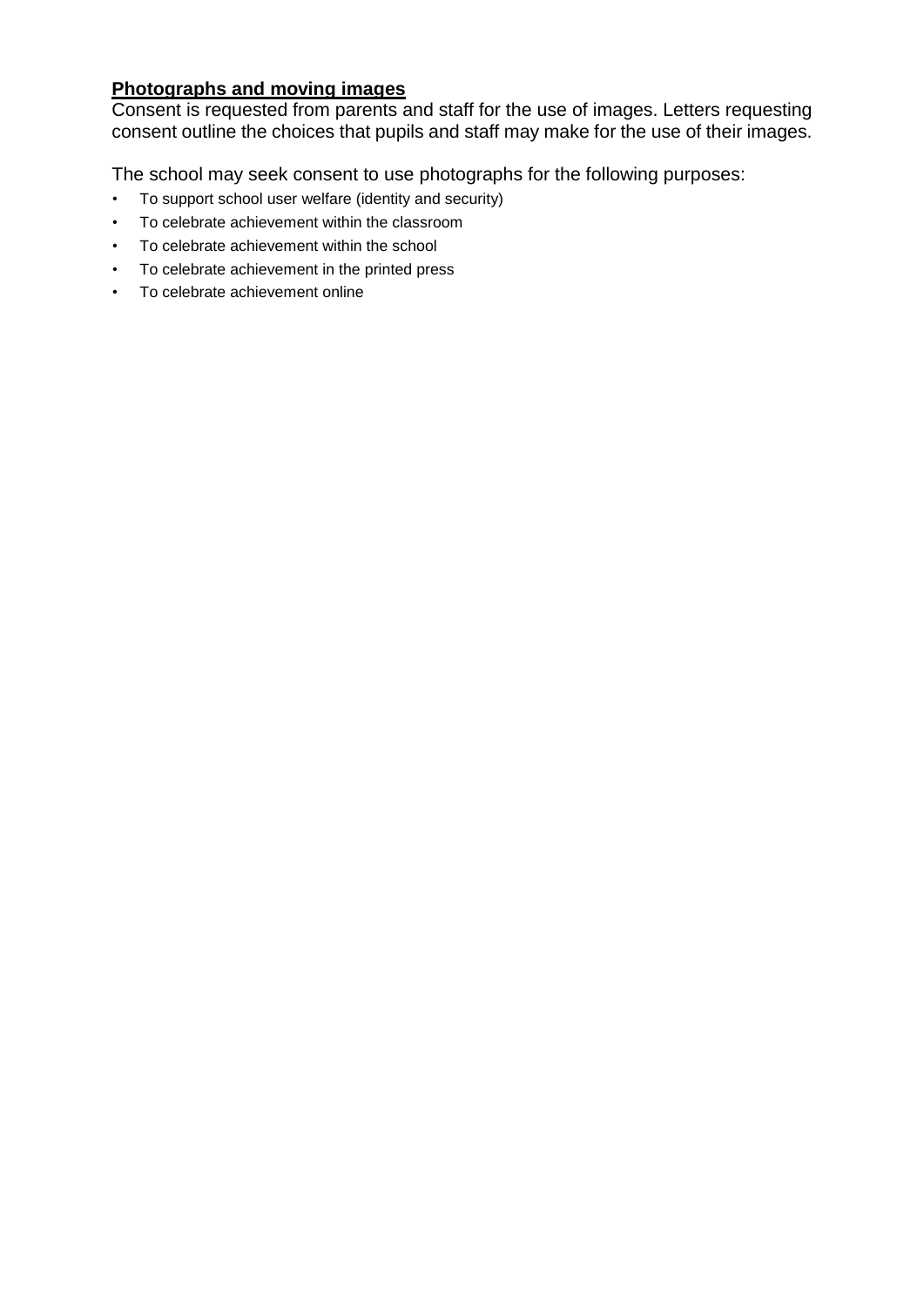**Photographs and moving images**

Consent is requested from parents and staff for the use of images. Letters requesting consent outline the choices that pupils and staff may make for the use of their images.

The school may seek consent to use photographs for the following purposes:

- To support school user welfare (identity and security)
- To celebrate achievement within the classroom
- To celebrate achievement within the school
- To celebrate achievement in the printed press
- To celebrate achievement online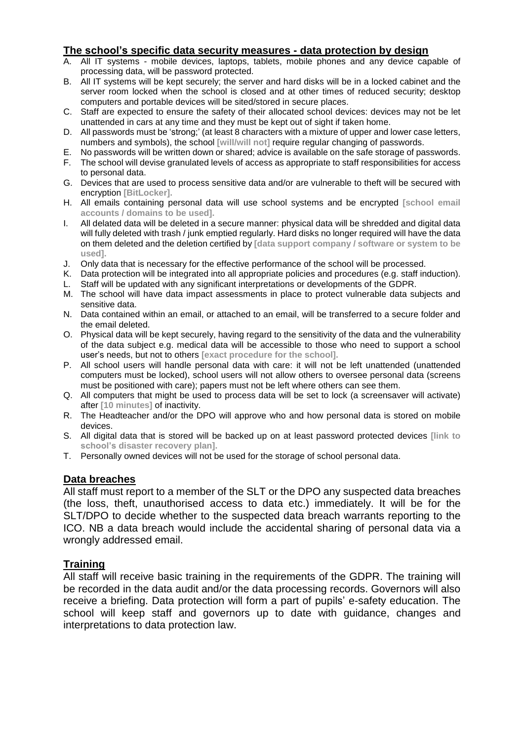## The school's specific data security measures - data protection by design

A. All IT systems - mobile devices, laptops, tablets, mobile phones and any device capable of processing data, will be password protected.
B. All IT systems will be kept securely; the server and hard disks will be in a locked cabinet and the server room locked when the school is closed and at other times of reduced security; desktop computers and portable devices will be sited/stored in secure places.
C. Staff are expected to ensure the safety of their allocated school devices: devices may not be let unattended in cars at any time and they must be kept out of sight if taken home.
D. All passwords must be 'strong;' (at least 8 characters with a mixture of upper and lower case letters, numbers and symbols), the school **[will/will not]** require regular changing of passwords.
E. No passwords will be written down or shared; advice is available on the safe storage of passwords.
F. The school will devise granulated levels of access as appropriate to staff responsibilities for access to personal data.
G. Devices that are used to process sensitive data and/or are vulnerable to theft will be secured with encryption **[BitLocker].**
H. All emails containing personal data will use school systems and be encrypted **[school email accounts / domains to be used].**
I. All deleted data will be deleted in a secure manner: physical data will be shredded and digital data will fully deleted with trash / junk emptied regularly. Hard disks no longer required will have the data on them deleted and the deletion certified by **[data support company / software or system to be used].**
J. Only data that is necessary for the effective performance of the school will be processed.
K. Data protection will be integrated into all appropriate policies and procedures (e.g. staff induction).
L. Staff will be updated with any significant interpretations or developments of the GDPR.
M. The school will have data impact assessments in place to protect vulnerable data subjects and sensitive data.
N. Data contained within an email, or attached to an email, will be transferred to a secure folder and the email deleted.
O. Physical data will be kept securely, having regard to the sensitivity of the data and the vulnerability of the data subject e.g. medical data will be accessible to those who need to support a school user's needs, but not to others **[exact procedure for the school].**
P. All school users will handle personal data with care: it will not be left unattended (unattended computers must be locked), school users will not allow others to oversee personal data (screens must be positioned with care); papers must not be left where others can see them.
Q. All computers that might be used to process data will be set to lock (a screensaver will activate) after **[10 minutes]** of inactivity.
R. The Headteacher and/or the DPO will approve who and how personal data is stored on mobile devices.
S. All digital data that is stored will be backed up on at least password protected devices **[link to school's disaster recovery plan].**
T. Personally owned devices will not be used for the storage of school personal data.

## Data breaches

All staff must report to a member of the SLT or the DPO any suspected data breaches (the loss, theft, unauthorised access to data etc.) immediately. It will be for the SLT/DPO to decide whether to the suspected data breach warrants reporting to the ICO. NB a data breach would include the accidental sharing of personal data via a wrongly addressed email.

## Training

All staff will receive basic training in the requirements of the GDPR. The training will be recorded in the data audit and/or the data processing records. Governors will also receive a briefing. Data protection will form a part of pupils' e-safety education. The school will keep staff and governors up to date with guidance, changes and interpretations to data protection law.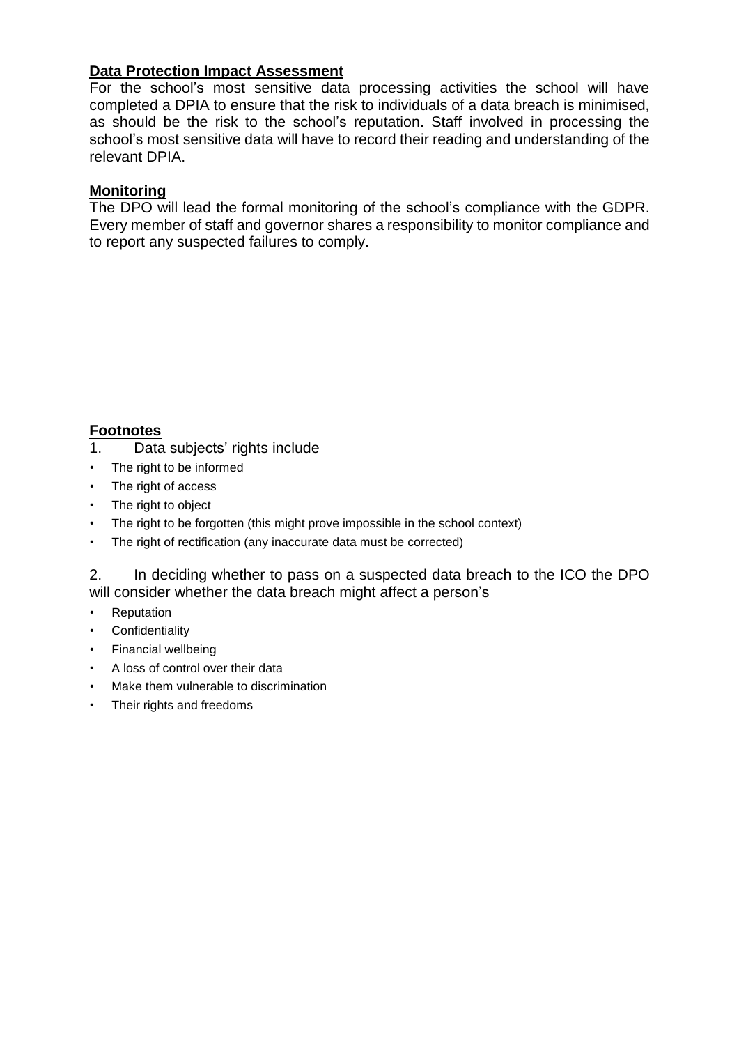**Data Protection Impact Assessment**

For the school's most sensitive data processing activities the school will have completed a DPIA to ensure that the risk to individuals of a data breach is minimised, as should be the risk to the school's reputation. Staff involved in processing the school's most sensitive data will have to record their reading and understanding of the relevant DPIA.

**Monitoring**

The DPO will lead the formal monitoring of the school's compliance with the GDPR. Every member of staff and governor shares a responsibility to monitor compliance and to report any suspected failures to comply.

**Footnotes**

1. Data subjects' rights include

- The right to be informed
- The right of access
- The right to object
- The right to be forgotten (this might prove impossible in the school context)
- The right of rectification (any inaccurate data must be corrected)

2. In deciding whether to pass on a suspected data breach to the ICO the DPO will consider whether the data breach might affect a person's

- Reputation
- Confidentiality
- Financial wellbeing
- A loss of control over their data
- Make them vulnerable to discrimination
- Their rights and freedoms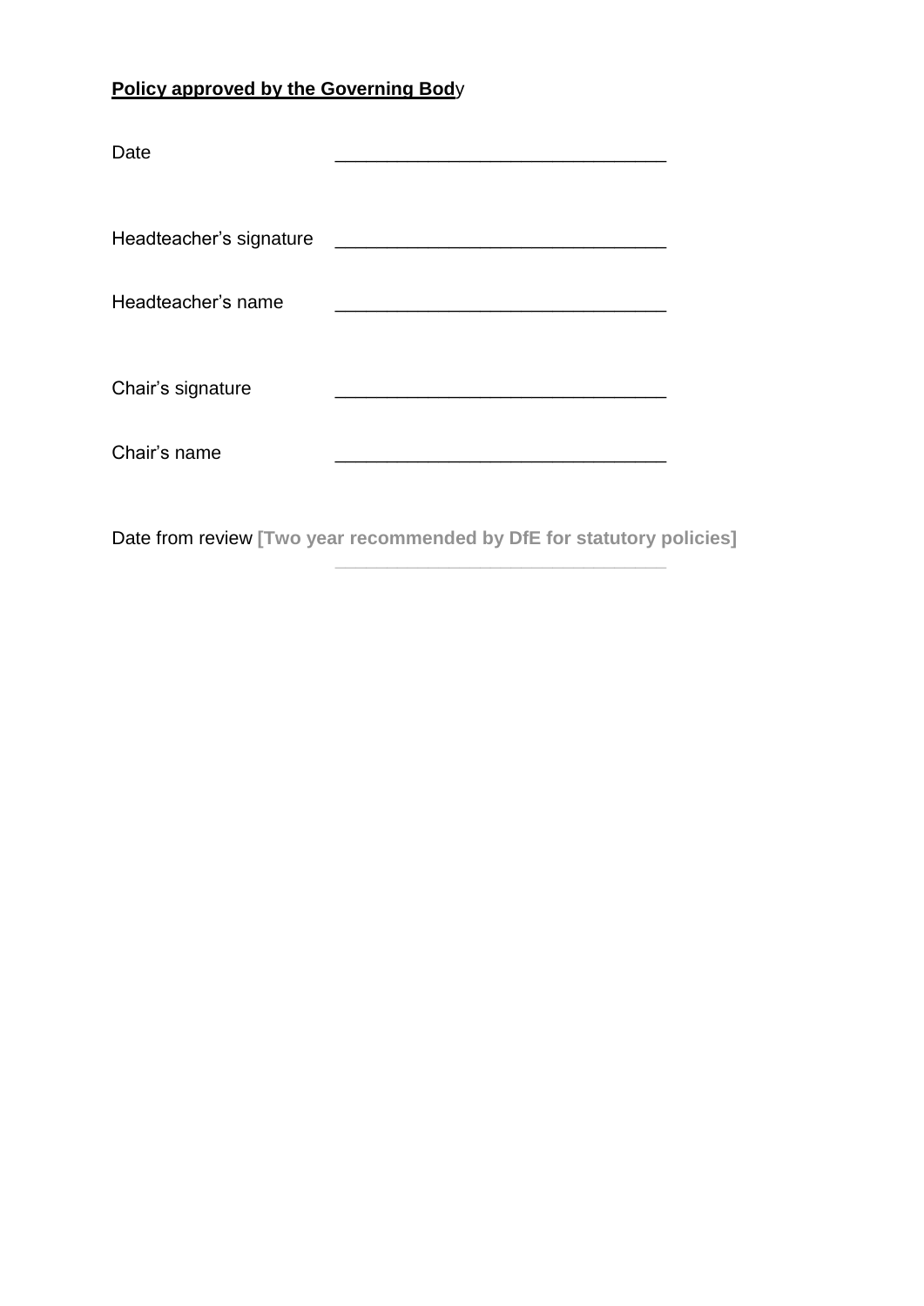**Policy approved by the Governing Body**

Date ________________________________

Headteacher's signature ________________________________

Headteacher's name ________________________________

Chair's signature ________________________________

Chair's name ________________________________

Date from review **[Two year recommended by DfE for statutory policies]**

________________________________